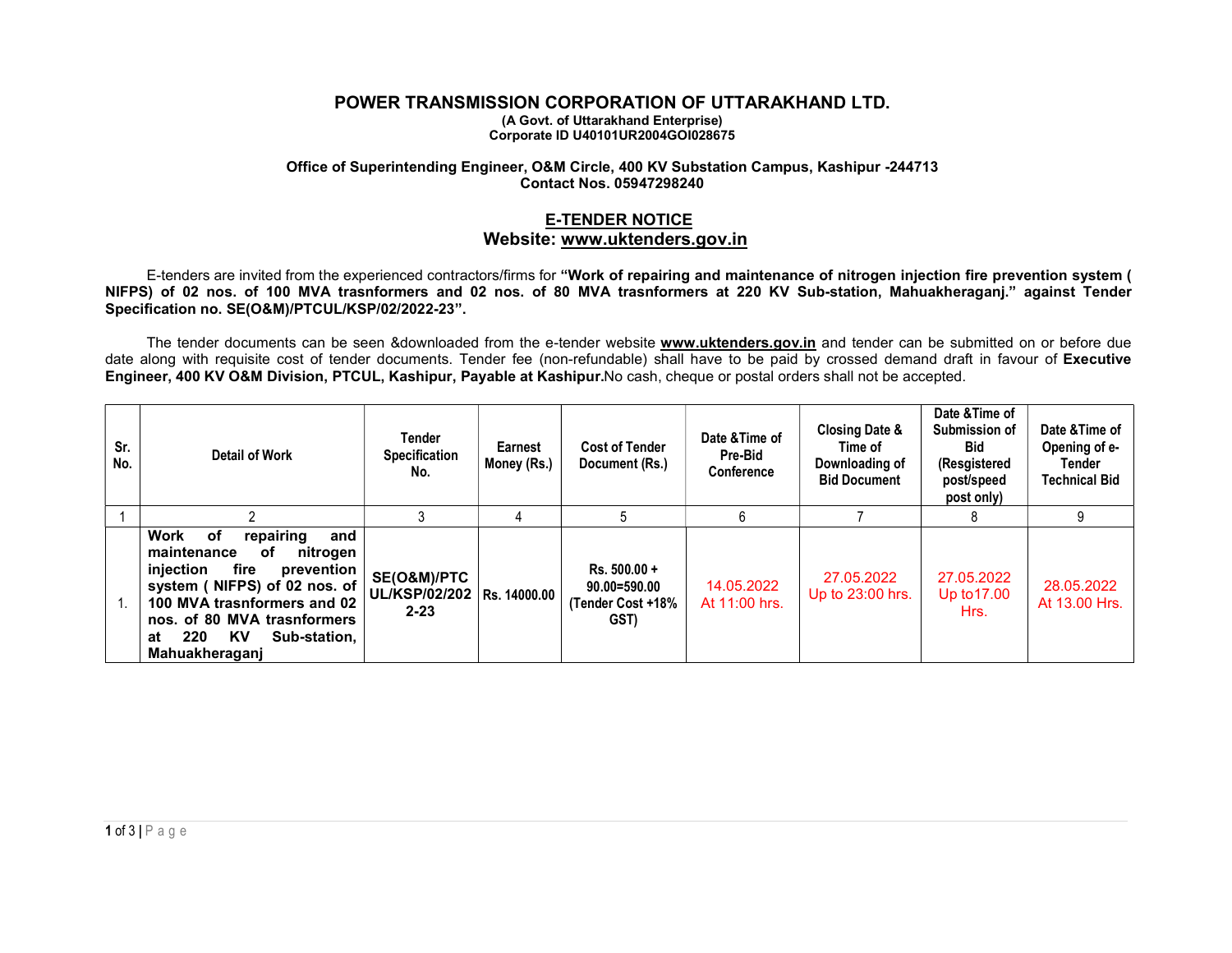# POWER TRANSMISSION CORPORATION OF UTTARAKHAND LTD.

**(A Govt. of Uttarakhand Enterprise)**
**Corporate ID U40101UR2004GOI028675**

**Office of Superintending Engineer, O&M Circle, 400 KV Substation Campus, Kashipur -244713**
**Contact Nos. 05947298240**

## E-TENDER NOTICE

**Website: www.uktenders.gov.in**

E-tenders are invited from the experienced contractors/firms for **"Work of repairing and maintenance of nitrogen injection fire prevention system ( NIFPS) of 02 nos. of 100 MVA trasnformers and 02 nos. of 80 MVA trasnformers at 220 KV Sub-station, Mahuakheraganj." against Tender Specification no. SE(O&M)/PTCUL/KSP/02/2022-23".**

The tender documents can be seen &downloaded from the e-tender website **www.uktenders.gov.in** and tender can be submitted on or before due date along with requisite cost of tender documents. Tender fee (non-refundable) shall have to be paid by crossed demand draft in favour of **Executive Engineer, 400 KV O&M Division, PTCUL, Kashipur, Payable at Kashipur.**No cash, cheque or postal orders shall not be accepted.

| Sr. No. | Detail of Work | Tender Specification No. | Earnest Money (Rs.) | Cost of Tender Document (Rs.) | Date &Time of Pre-Bid Conference | Closing Date & Time of Downloading of Bid Document | Date &Time of Submission of Bid (Resgistered post/speed post only) | Date &Time of Opening of e-Tender Technical Bid |
|---|---|---|---|---|---|---|---|---|
| 1 | 2 | 3 | 4 | 5 | 6 | 7 | 8 | 9 |
| 1. | **Work of repairing and maintenance of nitrogen injection fire prevention system ( NIFPS) of 02 nos. of 100 MVA trasnformers and 02 nos. of 80 MVA trasnformers at 220 KV Sub-station, Mahuakheraganj** | **SE(O&M)/PTCUL/KSP/02/2022-23** | **Rs. 14000.00** | **Rs. 500.00 + 90.00=590.00 (Tender Cost +18% GST)** | 14.05.2022 At 11:00 hrs. | 27.05.2022 Up to 23:00 hrs. | 27.05.2022 Up to17.00 Hrs. | 28.05.2022 At 13.00 Hrs. |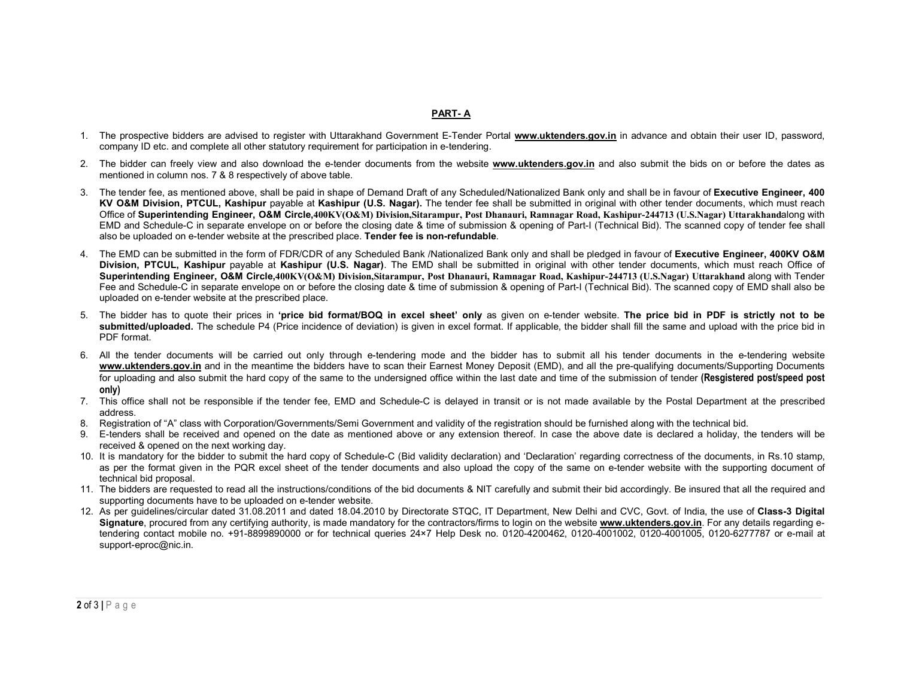**PART- A**

1. The prospective bidders are advised to register with Uttarakhand Government E-Tender Portal **www.uktenders.gov.in** in advance and obtain their user ID, password, company ID etc. and complete all other statutory requirement for participation in e-tendering.
2. The bidder can freely view and also download the e-tender documents from the website **www.uktenders.gov.in** and also submit the bids on or before the dates as mentioned in column nos. 7 & 8 respectively of above table.
3. The tender fee, as mentioned above, shall be paid in shape of Demand Draft of any Scheduled/Nationalized Bank only and shall be in favour of **Executive Engineer, 400 KV O&M Division, PTCUL, Kashipur** payable at **Kashipur (U.S. Nagar).** The tender fee shall be submitted in original with other tender documents, which must reach Office of **Superintending Engineer, O&M Circle,400KV(O&M) Division,Sitarampur, Post Dhanauri, Ramnagar Road, Kashipur-244713 (U.S.Nagar) Uttarakhand**along with EMD and Schedule-C in separate envelope on or before the closing date & time of submission & opening of Part-I (Technical Bid). The scanned copy of tender fee shall also be uploaded on e-tender website at the prescribed place. **Tender fee is non-refundable**.
4. The EMD can be submitted in the form of FDR/CDR of any Scheduled Bank /Nationalized Bank only and shall be pledged in favour of **Executive Engineer, 400KV O&M Division, PTCUL, Kashipur** payable at **Kashipur (U.S. Nagar)**. The EMD shall be submitted in original with other tender documents, which must reach Office of **Superintending Engineer, O&M Circle,400KV(O&M) Division,Sitarampur, Post Dhanauri, Ramnagar Road, Kashipur-244713 (U.S.Nagar) Uttarakhand** along with Tender Fee and Schedule-C in separate envelope on or before the closing date & time of submission & opening of Part-I (Technical Bid). The scanned copy of EMD shall also be uploaded on e-tender website at the prescribed place.
5. The bidder has to quote their prices in **'price bid format/BOQ in excel sheet' only** as given on e-tender website. **The price bid in PDF is strictly not to be submitted/uploaded.** The schedule P4 (Price incidence of deviation) is given in excel format. If applicable, the bidder shall fill the same and upload with the price bid in PDF format.
6. All the tender documents will be carried out only through e-tendering mode and the bidder has to submit all his tender documents in the e-tendering website **www.uktenders.gov.in** and in the meantime the bidders have to scan their Earnest Money Deposit (EMD), and all the pre-qualifying documents/Supporting Documents for uploading and also submit the hard copy of the same to the undersigned office within the last date and time of the submission of tender **(Resgistered post/speed post only)**
7. This office shall not be responsible if the tender fee, EMD and Schedule-C is delayed in transit or is not made available by the Postal Department at the prescribed address.
8. Registration of "A" class with Corporation/Governments/Semi Government and validity of the registration should be furnished along with the technical bid.
9. E-tenders shall be received and opened on the date as mentioned above or any extension thereof. In case the above date is declared a holiday, the tenders will be received & opened on the next working day.
10. It is mandatory for the bidder to submit the hard copy of Schedule-C (Bid validity declaration) and 'Declaration' regarding correctness of the documents, in Rs.10 stamp, as per the format given in the PQR excel sheet of the tender documents and also upload the copy of the same on e-tender website with the supporting document of technical bid proposal.
11. The bidders are requested to read all the instructions/conditions of the bid documents & NIT carefully and submit their bid accordingly. Be insured that all the required and supporting documents have to be uploaded on e-tender website.
12. As per guidelines/circular dated 31.08.2011 and dated 18.04.2010 by Directorate STQC, IT Department, New Delhi and CVC, Govt. of India, the use of **Class-3 Digital Signature**, procured from any certifying authority, is made mandatory for the contractors/firms to login on the website **www.uktenders.gov.in**. For any details regarding e-tendering contact mobile no. +91-8899890000 or for technical queries 24×7 Help Desk no. 0120-4200462, 0120-4001002, 0120-4001005, 0120-6277787 or e-mail at support-eproc@nic.in.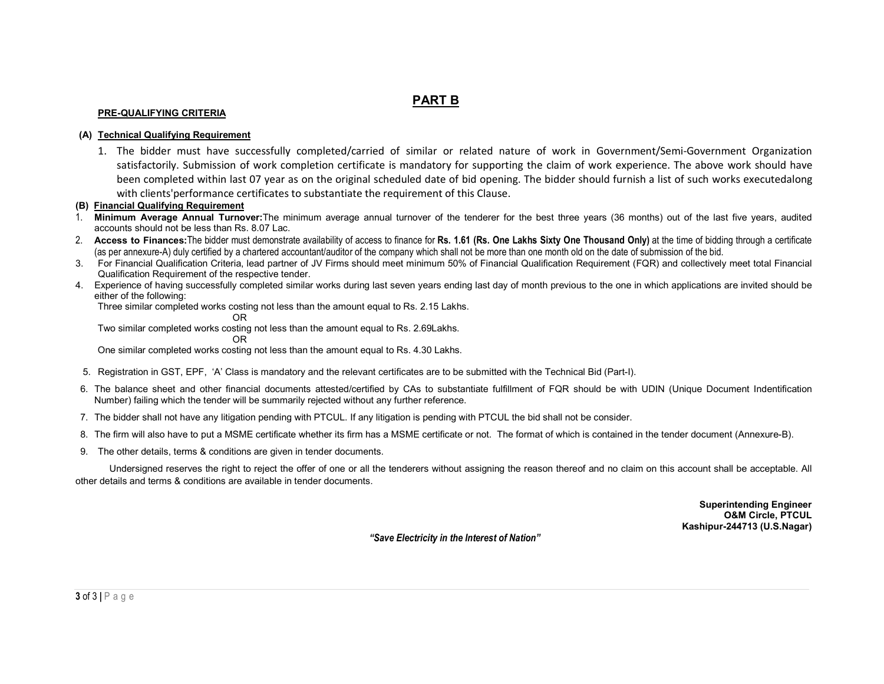## PART B

**PRE-QUALIFYING CRITERIA**

**(A) Technical Qualifying Requirement**

1. The bidder must have successfully completed/carried of similar or related nature of work in Government/Semi-Government Organization satisfactorily. Submission of work completion certificate is mandatory for supporting the claim of work experience. The above work should have been completed within last 07 year as on the original scheduled date of bid opening. The bidder should furnish a list of such works executedalong with clients'performance certificates to substantiate the requirement of this Clause.

**(B) Financial Qualifying Requirement**

1. **Minimum Average Annual Turnover:**The minimum average annual turnover of the tenderer for the best three years (36 months) out of the last five years, audited accounts should not be less than Rs. 8.07 Lac.
2. **Access to Finances:**The bidder must demonstrate availability of access to finance for **Rs. 1.61 (Rs. One Lakhs Sixty One Thousand Only)** at the time of bidding through a certificate (as per annexure-A) duly certified by a chartered accountant/auditor of the company which shall not be more than one month old on the date of submission of the bid.
3. For Financial Qualification Criteria, lead partner of JV Firms should meet minimum 50% of Financial Qualification Requirement (FQR) and collectively meet total Financial Qualification Requirement of the respective tender.
4. Experience of having successfully completed similar works during last seven years ending last day of month previous to the one in which applications are invited should be either of the following:

   Three similar completed works costing not less than the amount equal to Rs. 2.15 Lakhs.

   OR

   Two similar completed works costing not less than the amount equal to Rs. 2.69Lakhs.

   OR

   One similar completed works costing not less than the amount equal to Rs. 4.30 Lakhs.

5. Registration in GST, EPF, 'A' Class is mandatory and the relevant certificates are to be submitted with the Technical Bid (Part-I).
6. The balance sheet and other financial documents attested/certified by CAs to substantiate fulfillment of FQR should be with UDIN (Unique Document Indentification Number) failing which the tender will be summarily rejected without any further reference.
7. The bidder shall not have any litigation pending with PTCUL. If any litigation is pending with PTCUL the bid shall not be consider.
8. The firm will also have to put a MSME certificate whether its firm has a MSME certificate or not. The format of which is contained in the tender document (Annexure-B).
9. The other details, terms & conditions are given in tender documents.

Undersigned reserves the right to reject the offer of one or all the tenderers without assigning the reason thereof and no claim on this account shall be acceptable. All other details and terms & conditions are available in tender documents.

**Superintending Engineer**
**O&M Circle, PTCUL**
**Kashipur-244713 (U.S.Nagar)**

***"Save Electricity in the Interest of Nation"***